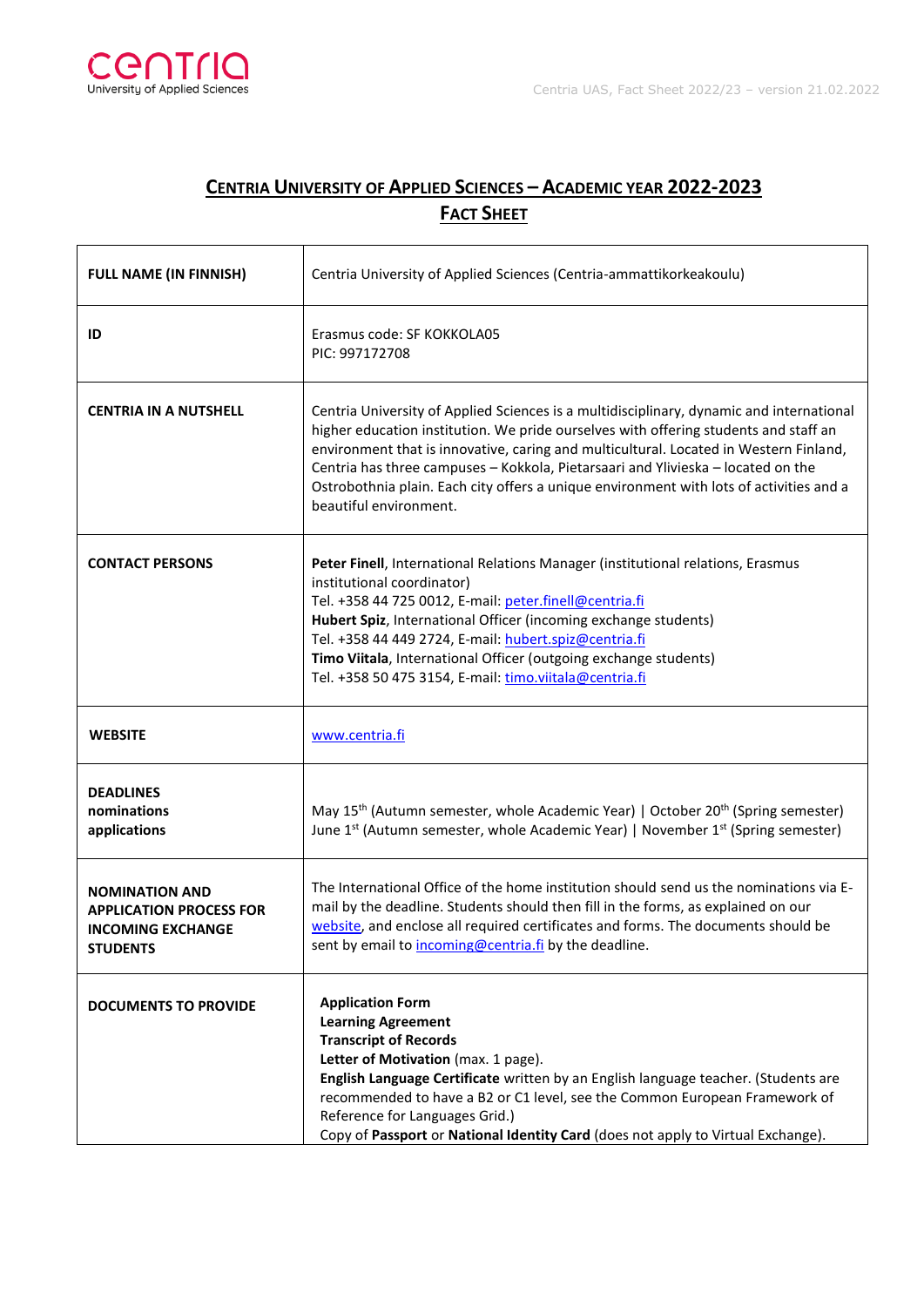# CENTRIA UNIVERSITY OF APPLIED SCIENCES – ACADEMIC YEAR 2022-2023

## FACT SHEET

| | |
|---|---|
| **FULL NAME (IN FINNISH)** | Centria University of Applied Sciences (Centria-ammattikorkeakoulu) |
| **ID** | Erasmus code: SF KOKKOLA05<br>PIC: 997172708 |
| **CENTRIA IN A NUTSHELL** | Centria University of Applied Sciences is a multidisciplinary, dynamic and international higher education institution. We pride ourselves with offering students and staff an environment that is innovative, caring and multicultural. Located in Western Finland, Centria has three campuses – Kokkola, Pietarsaari and Ylivieska – located on the Ostrobothnia plain. Each city offers a unique environment with lots of activities and a beautiful environment. |
| **CONTACT PERSONS** | **Peter Finell**, International Relations Manager (institutional relations, Erasmus institutional coordinator)<br>Tel. +358 44 725 0012, E-mail: peter.finell@centria.fi<br>**Hubert Spiz**, International Officer (incoming exchange students)<br>Tel. +358 44 449 2724, E-mail: hubert.spiz@centria.fi<br>**Timo Viitala**, International Officer (outgoing exchange students)<br>Tel. +358 50 475 3154, E-mail: timo.viitala@centria.fi |
| **WEBSITE** | www.centria.fi |
| **DEADLINES**<br>**nominations**<br>**applications** | May 15th (Autumn semester, whole Academic Year) \| October 20th (Spring semester)<br>June 1st (Autumn semester, whole Academic Year) \| November 1st (Spring semester) |
| **NOMINATION AND APPLICATION PROCESS FOR INCOMING EXCHANGE STUDENTS** | The International Office of the home institution should send us the nominations via E-mail by the deadline. Students should then fill in the forms, as explained on our website, and enclose all required certificates and forms. The documents should be sent by email to incoming@centria.fi by the deadline. |
| **DOCUMENTS TO PROVIDE** | **Application Form**<br>**Learning Agreement**<br>**Transcript of Records**<br>**Letter of Motivation** (max. 1 page).<br>**English Language Certificate** written by an English language teacher. (Students are recommended to have a B2 or C1 level, see the Common European Framework of Reference for Languages Grid.)<br>Copy of **Passport** or **National Identity Card** (does not apply to Virtual Exchange). |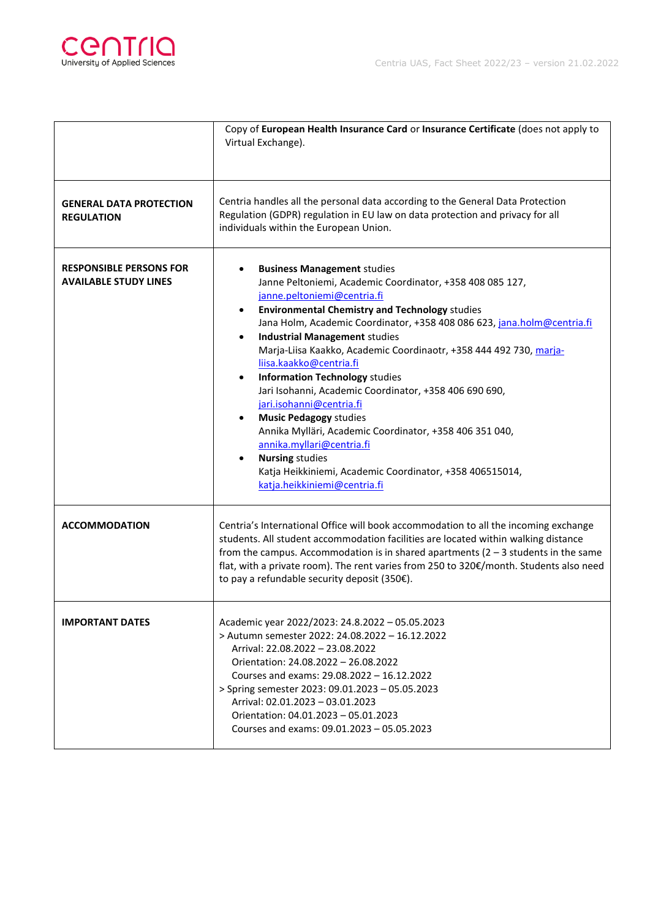| | |
|---|---|
| | Copy of **European Health Insurance Card** or **Insurance Certificate** (does not apply to Virtual Exchange). |
| **GENERAL DATA PROTECTION REGULATION** | Centria handles all the personal data according to the General Data Protection Regulation (GDPR) regulation in EU law on data protection and privacy for all individuals within the European Union. |
| **RESPONSIBLE PERSONS FOR AVAILABLE STUDY LINES** | • **Business Management** studies<br>Janne Peltoniemi, Academic Coordinator, +358 408 085 127, janne.peltoniemi@centria.fi<br>• **Environmental Chemistry and Technology** studies<br>Jana Holm, Academic Coordinator, +358 408 086 623, jana.holm@centria.fi<br>• **Industrial Management** studies<br>Marja-Liisa Kaakko, Academic Coordinaotr, +358 444 492 730, marja-liisa.kaakko@centria.fi<br>• **Information Technology** studies<br>Jari Isohanni, Academic Coordinator, +358 406 690 690, jari.isohanni@centria.fi<br>• **Music Pedagogy** studies<br>Annika Mylläri, Academic Coordinator, +358 406 351 040, annika.myllari@centria.fi<br>• **Nursing** studies<br>Katja Heikkiniemi, Academic Coordinator, +358 406515014, katja.heikkiniemi@centria.fi |
| **ACCOMMODATION** | Centria's International Office will book accommodation to all the incoming exchange students. All student accommodation facilities are located within walking distance from the campus. Accommodation is in shared apartments (2 – 3 students in the same flat, with a private room). The rent varies from 250 to 320€/month. Students also need to pay a refundable security deposit (350€). |
| **IMPORTANT DATES** | Academic year 2022/2023: 24.8.2022 – 05.05.2023<br>> Autumn semester 2022: 24.08.2022 – 16.12.2022<br>Arrival: 22.08.2022 – 23.08.2022<br>Orientation: 24.08.2022 – 26.08.2022<br>Courses and exams: 29.08.2022 – 16.12.2022<br>> Spring semester 2023: 09.01.2023 – 05.05.2023<br>Arrival: 02.01.2023 – 03.01.2023<br>Orientation: 04.01.2023 – 05.01.2023<br>Courses and exams: 09.01.2023 – 05.05.2023 |